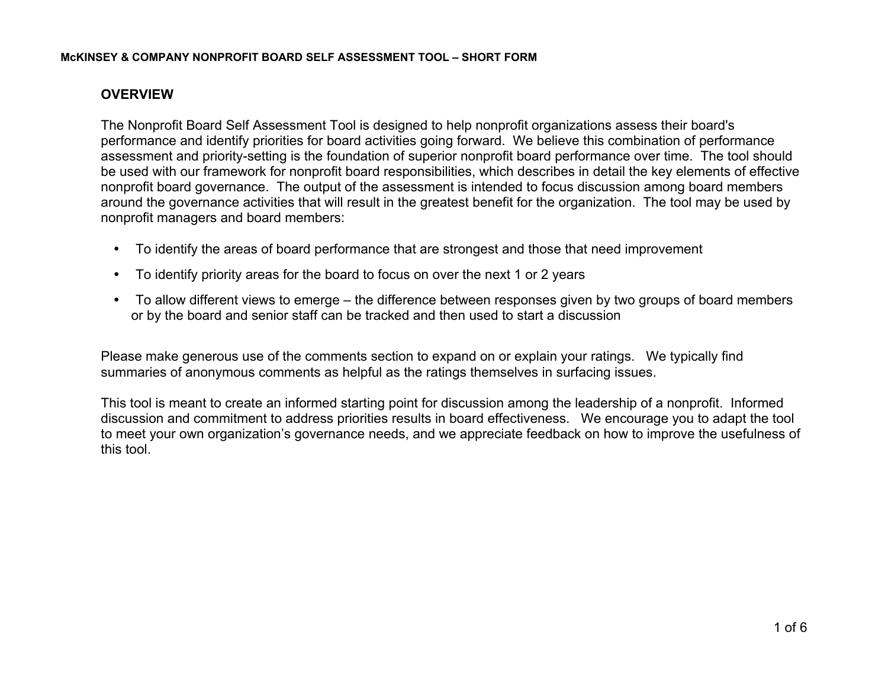# McKINSEY & COMPANY NONPROFIT BOARD SELF ASSESSMENT TOOL – SHORT FORM

## OVERVIEW

The Nonprofit Board Self Assessment Tool is designed to help nonprofit organizations assess their board's performance and identify priorities for board activities going forward. We believe this combination of performance assessment and priority-setting is the foundation of superior nonprofit board performance over time. The tool should be used with our framework for nonprofit board responsibilities, which describes in detail the key elements of effective nonprofit board governance. The output of the assessment is intended to focus discussion among board members around the governance activities that will result in the greatest benefit for the organization. The tool may be used by nonprofit managers and board members:

- To identify the areas of board performance that are strongest and those that need improvement
- To identify priority areas for the board to focus on over the next 1 or 2 years
- To allow different views to emerge – the difference between responses given by two groups of board members or by the board and senior staff can be tracked and then used to start a discussion

Please make generous use of the comments section to expand on or explain your ratings. We typically find summaries of anonymous comments as helpful as the ratings themselves in surfacing issues.

This tool is meant to create an informed starting point for discussion among the leadership of a nonprofit. Informed discussion and commitment to address priorities results in board effectiveness. We encourage you to adapt the tool to meet your own organization's governance needs, and we appreciate feedback on how to improve the usefulness of this tool.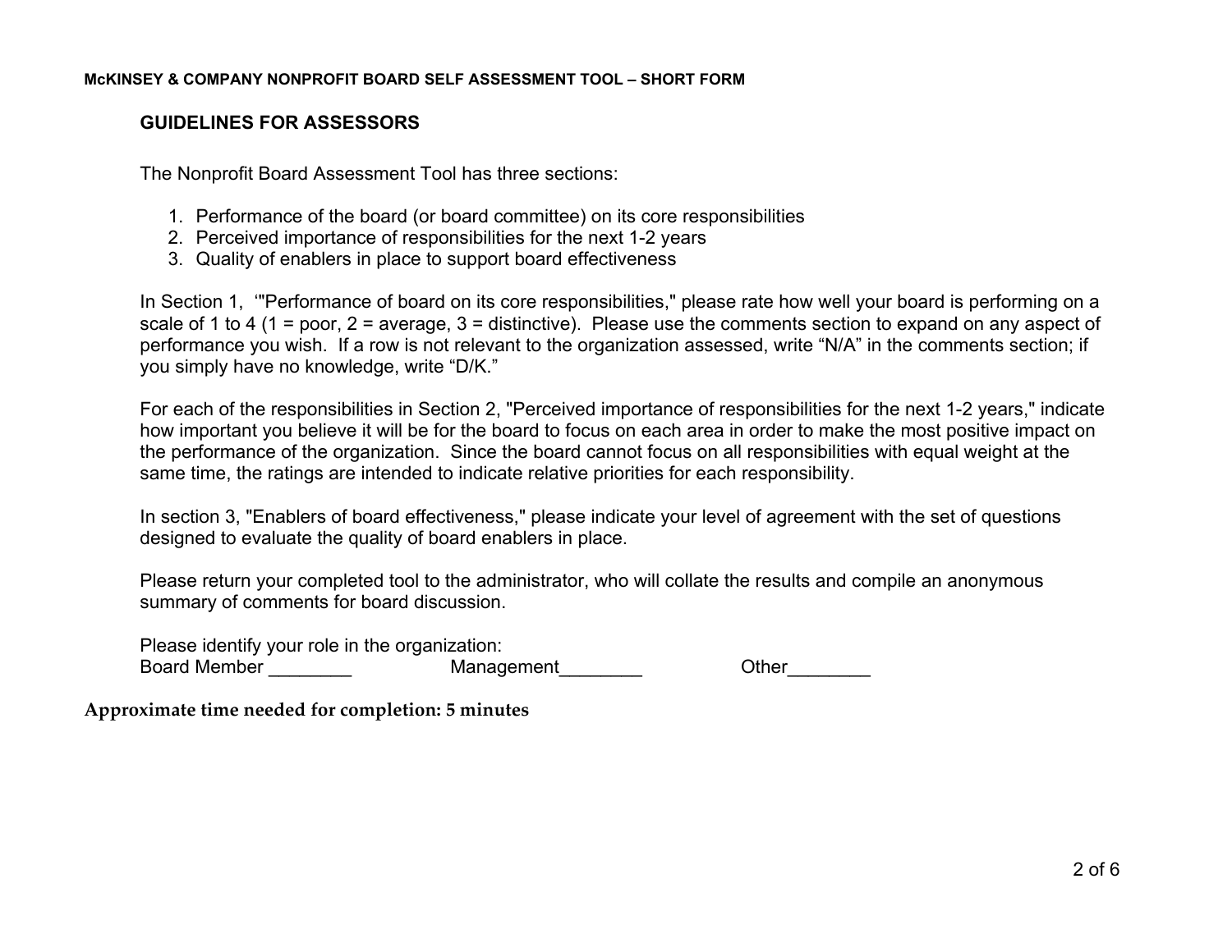**McKINSEY & COMPANY NONPROFIT BOARD SELF ASSESSMENT TOOL – SHORT FORM**

## GUIDELINES FOR ASSESSORS

The Nonprofit Board Assessment Tool has three sections:

1. Performance of the board (or board committee) on its core responsibilities
2. Perceived importance of responsibilities for the next 1-2 years
3. Quality of enablers in place to support board effectiveness

In Section 1, ‘"Performance of board on its core responsibilities," please rate how well your board is performing on a scale of 1 to 4 (1 = poor, 2 = average, 3 = distinctive). Please use the comments section to expand on any aspect of performance you wish. If a row is not relevant to the organization assessed, write “N/A” in the comments section; if you simply have no knowledge, write “D/K.”

For each of the responsibilities in Section 2, "Perceived importance of responsibilities for the next 1-2 years," indicate how important you believe it will be for the board to focus on each area in order to make the most positive impact on the performance of the organization. Since the board cannot focus on all responsibilities with equal weight at the same time, the ratings are intended to indicate relative priorities for each responsibility.

In section 3, "Enablers of board effectiveness," please indicate your level of agreement with the set of questions designed to evaluate the quality of board enablers in place.

Please return your completed tool to the administrator, who will collate the results and compile an anonymous summary of comments for board discussion.

Please identify your role in the organization:
Board Member ________ Management________ Other________

**Approximate time needed for completion: 5 minutes**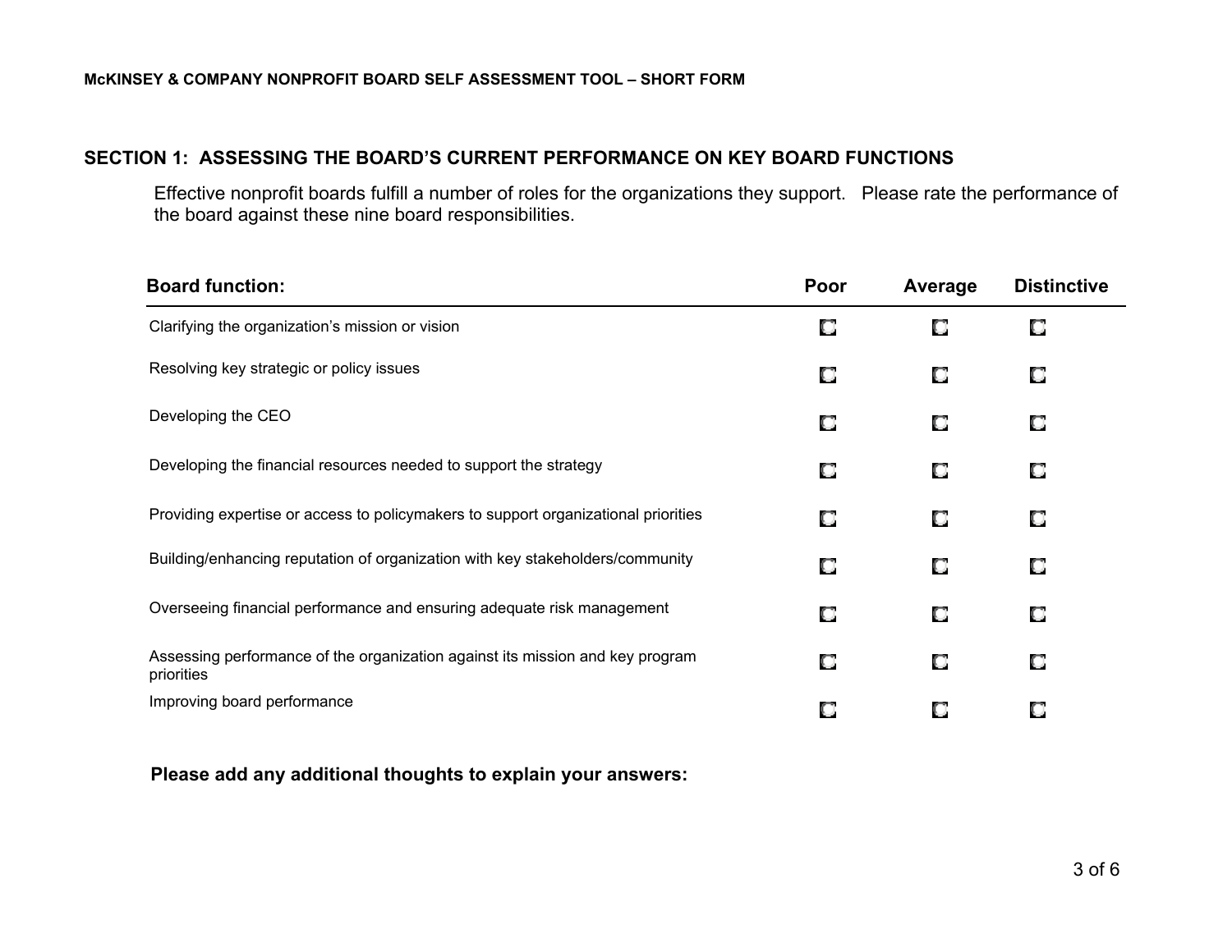## SECTION 1: ASSESSING THE BOARD'S CURRENT PERFORMANCE ON KEY BOARD FUNCTIONS

Effective nonprofit boards fulfill a number of roles for the organizations they support. Please rate the performance of the board against these nine board responsibilities.

| Board function: | Poor | Average | Distinctive |
|---|---|---|---|
| Clarifying the organization's mission or vision | ☐ | ☐ | ☐ |
| Resolving key strategic or policy issues | ☐ | ☐ | ☐ |
| Developing the CEO | ☐ | ☐ | ☐ |
| Developing the financial resources needed to support the strategy | ☐ | ☐ | ☐ |
| Providing expertise or access to policymakers to support organizational priorities | ☐ | ☐ | ☐ |
| Building/enhancing reputation of organization with key stakeholders/community | ☐ | ☐ | ☐ |
| Overseeing financial performance and ensuring adequate risk management | ☐ | ☐ | ☐ |
| Assessing performance of the organization against its mission and key program priorities | ☐ | ☐ | ☐ |
| Improving board performance | ☐ | ☐ | ☐ |

**Please add any additional thoughts to explain your answers:**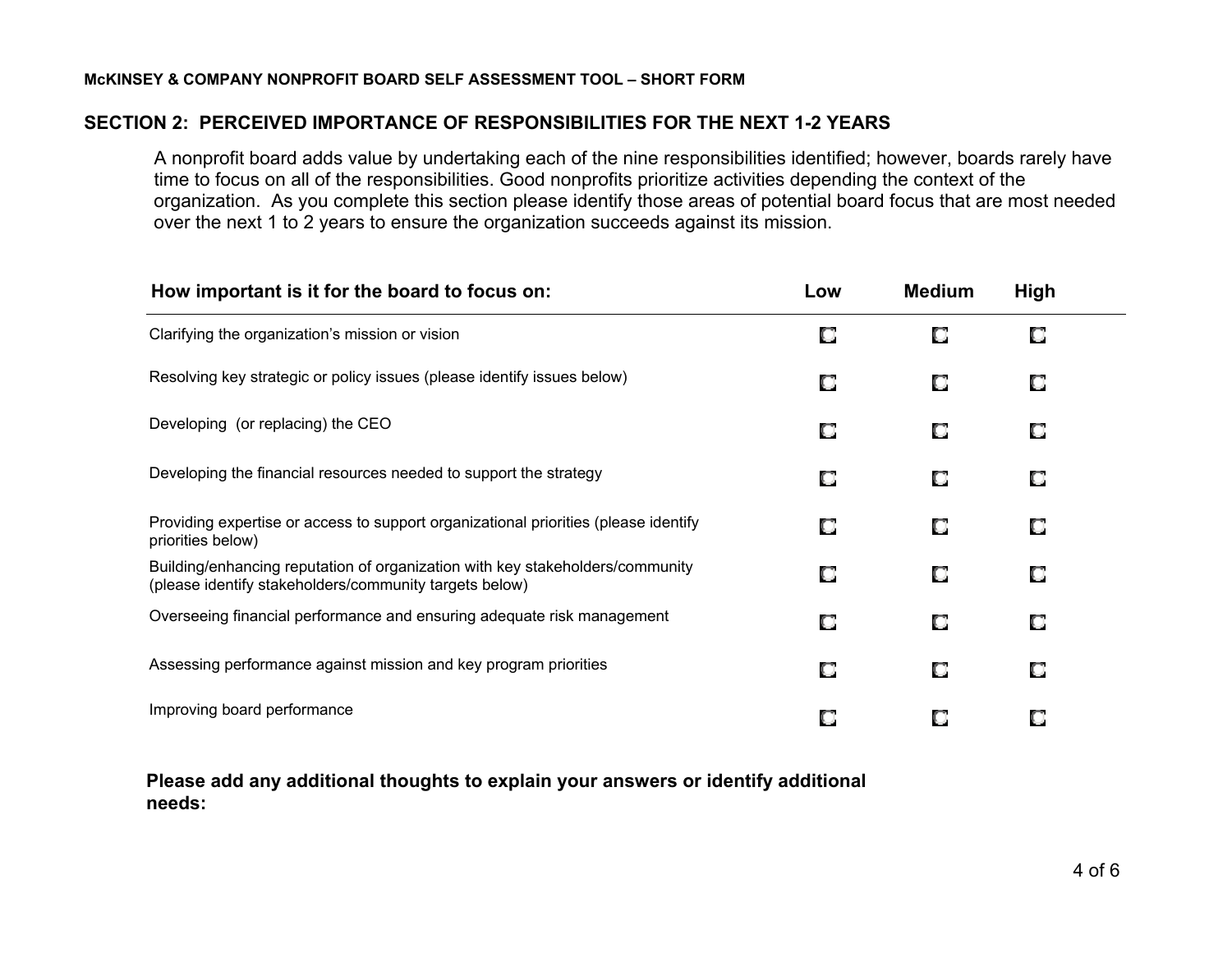**McKINSEY & COMPANY NONPROFIT BOARD SELF ASSESSMENT TOOL – SHORT FORM**

## SECTION 2: PERCEIVED IMPORTANCE OF RESPONSIBILITIES FOR THE NEXT 1-2 YEARS

A nonprofit board adds value by undertaking each of the nine responsibilities identified; however, boards rarely have time to focus on all of the responsibilities. Good nonprofits prioritize activities depending the context of the organization. As you complete this section please identify those areas of potential board focus that are most needed over the next 1 to 2 years to ensure the organization succeeds against its mission.

| How important is it for the board to focus on: | Low | Medium | High |
|---|---|---|---|
| Clarifying the organization's mission or vision | ☐ | ☐ | ☐ |
| Resolving key strategic or policy issues (please identify issues below) | ☐ | ☐ | ☐ |
| Developing (or replacing) the CEO | ☐ | ☐ | ☐ |
| Developing the financial resources needed to support the strategy | ☐ | ☐ | ☐ |
| Providing expertise or access to support organizational priorities (please identify priorities below) | ☐ | ☐ | ☐ |
| Building/enhancing reputation of organization with key stakeholders/community (please identify stakeholders/community targets below) | ☐ | ☐ | ☐ |
| Overseeing financial performance and ensuring adequate risk management | ☐ | ☐ | ☐ |
| Assessing performance against mission and key program priorities | ☐ | ☐ | ☐ |
| Improving board performance | ☐ | ☐ | ☐ |

**Please add any additional thoughts to explain your answers or identify additional needs:**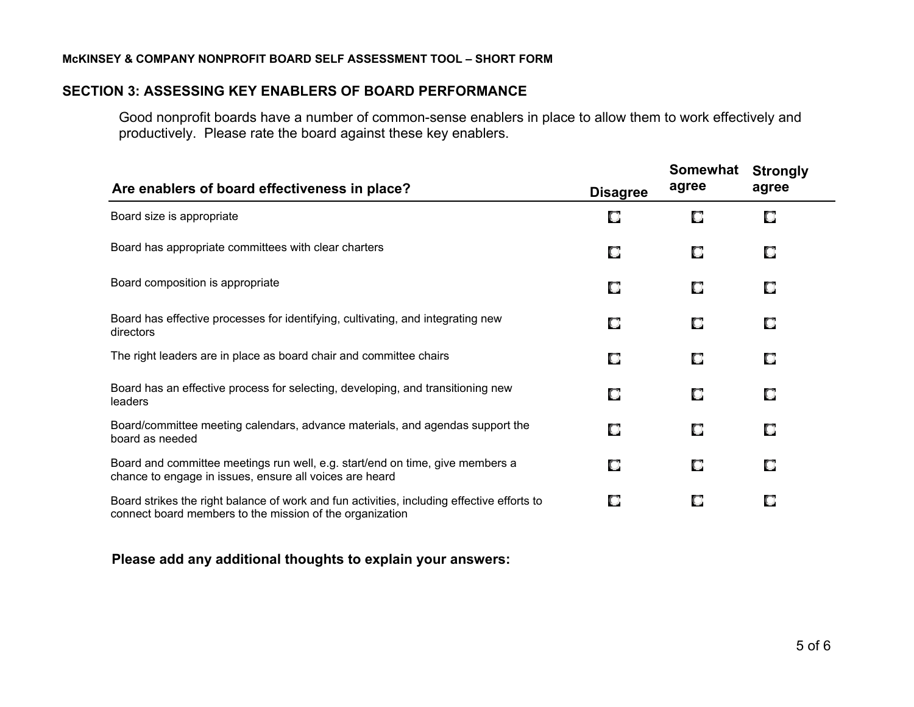## SECTION 3: ASSESSING KEY ENABLERS OF BOARD PERFORMANCE

Good nonprofit boards have a number of common-sense enablers in place to allow them to work effectively and productively. Please rate the board against these key enablers.

| Are enablers of board effectiveness in place? | Disagree | Somewhat agree | Strongly agree |
|---|---|---|---|
| Board size is appropriate | ☐ | ☐ | ☐ |
| Board has appropriate committees with clear charters | ☐ | ☐ | ☐ |
| Board composition is appropriate | ☐ | ☐ | ☐ |
| Board has effective processes for identifying, cultivating, and integrating new directors | ☐ | ☐ | ☐ |
| The right leaders are in place as board chair and committee chairs | ☐ | ☐ | ☐ |
| Board has an effective process for selecting, developing, and transitioning new leaders | ☐ | ☐ | ☐ |
| Board/committee meeting calendars, advance materials, and agendas support the board as needed | ☐ | ☐ | ☐ |
| Board and committee meetings run well, e.g. start/end on time, give members a chance to engage in issues, ensure all voices are heard | ☐ | ☐ | ☐ |
| Board strikes the right balance of work and fun activities, including effective efforts to connect board members to the mission of the organization | ☐ | ☐ | ☐ |

**Please add any additional thoughts to explain your answers:**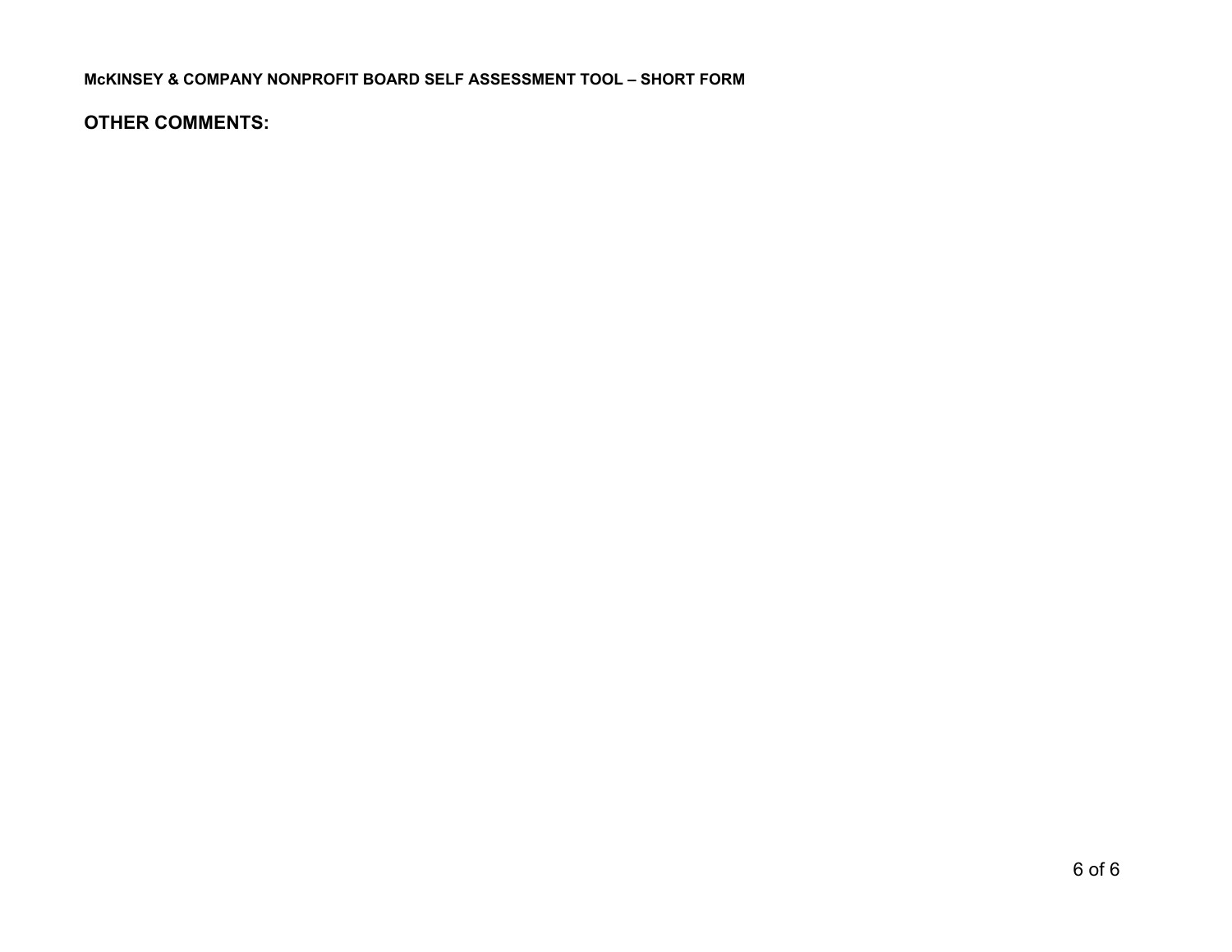## OTHER COMMENTS: